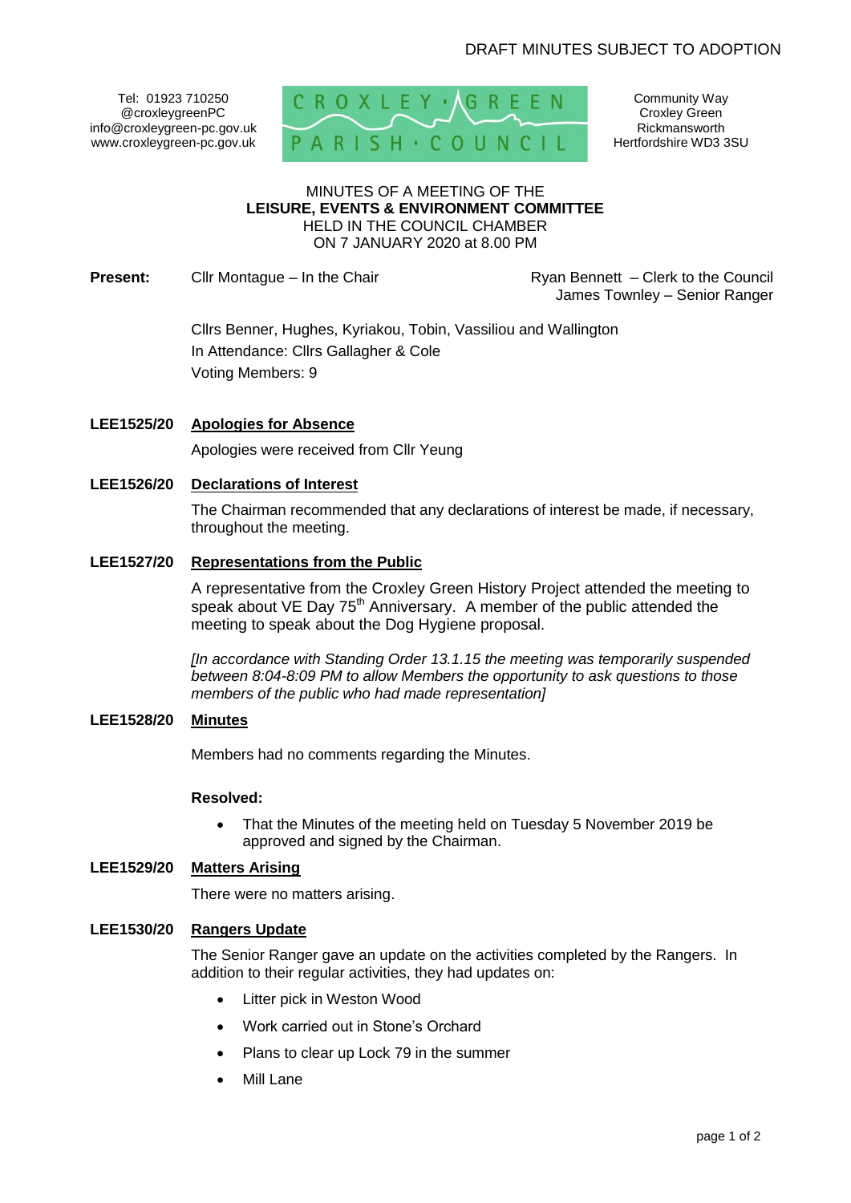DRAFT MINUTES SUBJECT TO ADOPTION

Tel: 01923 710250
@croxleygreenPC
info@croxleygreen-pc.gov.uk
www.croxleygreen-pc.gov.uk

CROXLEY GREEN PARISH COUNCIL

Community Way
Croxley Green
Rickmansworth
Hertfordshire WD3 3SU

MINUTES OF A MEETING OF THE
**LEISURE, EVENTS & ENVIRONMENT COMMITTEE**
HELD IN THE COUNCIL CHAMBER
ON 7 JANUARY 2020 at 8.00 PM

**Present:** Cllr Montague – In the Chair

Ryan Bennett – Clerk to the Council
James Townley – Senior Ranger

Cllrs Benner, Hughes, Kyriakou, Tobin, Vassiliou and Wallington
In Attendance: Cllrs Gallagher & Cole
Voting Members: 9

**LEE1525/20 Apologies for Absence**

Apologies were received from Cllr Yeung

**LEE1526/20 Declarations of Interest**

The Chairman recommended that any declarations of interest be made, if necessary, throughout the meeting.

**LEE1527/20 Representations from the Public**

A representative from the Croxley Green History Project attended the meeting to speak about VE Day 75th Anniversary. A member of the public attended the meeting to speak about the Dog Hygiene proposal.

*[In accordance with Standing Order 13.1.15 the meeting was temporarily suspended between 8:04-8:09 PM to allow Members the opportunity to ask questions to those members of the public who had made representation]*

**LEE1528/20 Minutes**

Members had no comments regarding the Minutes.

**Resolved:**

- That the Minutes of the meeting held on Tuesday 5 November 2019 be approved and signed by the Chairman.

**LEE1529/20 Matters Arising**

There were no matters arising.

**LEE1530/20 Rangers Update**

The Senior Ranger gave an update on the activities completed by the Rangers. In addition to their regular activities, they had updates on:

- Litter pick in Weston Wood
- Work carried out in Stone's Orchard
- Plans to clear up Lock 79 in the summer
- Mill Lane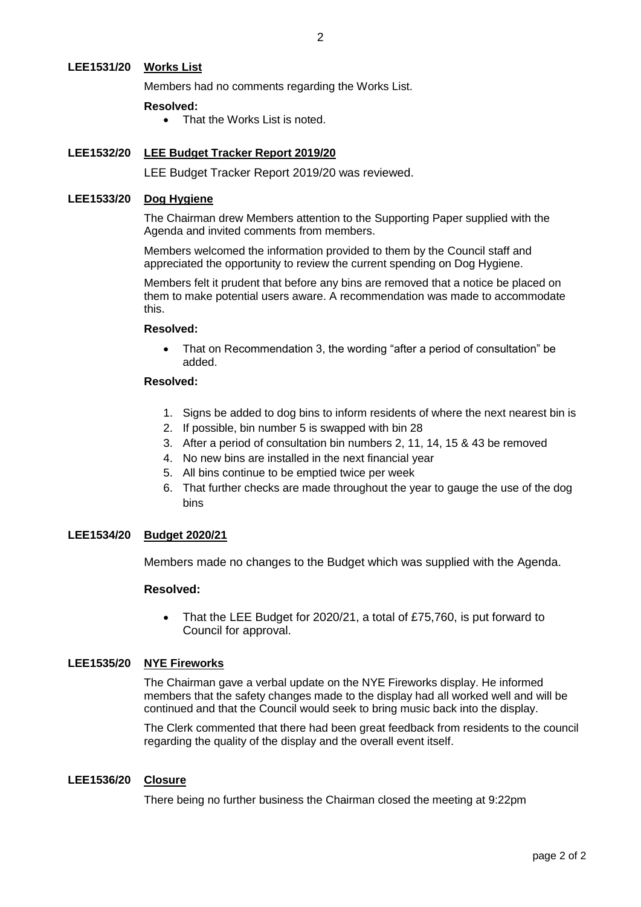**LEE1531/20 Works List**

Members had no comments regarding the Works List.

**Resolved:**

- That the Works List is noted.

**LEE1532/20 LEE Budget Tracker Report 2019/20**

LEE Budget Tracker Report 2019/20 was reviewed.

**LEE1533/20 Dog Hygiene**

The Chairman drew Members attention to the Supporting Paper supplied with the Agenda and invited comments from members.

Members welcomed the information provided to them by the Council staff and appreciated the opportunity to review the current spending on Dog Hygiene.

Members felt it prudent that before any bins are removed that a notice be placed on them to make potential users aware. A recommendation was made to accommodate this.

**Resolved:**

- That on Recommendation 3, the wording "after a period of consultation" be added.

**Resolved:**

1. Signs be added to dog bins to inform residents of where the next nearest bin is
2. If possible, bin number 5 is swapped with bin 28
3. After a period of consultation bin numbers 2, 11, 14, 15 & 43 be removed
4. No new bins are installed in the next financial year
5. All bins continue to be emptied twice per week
6. That further checks are made throughout the year to gauge the use of the dog bins

**LEE1534/20 Budget 2020/21**

Members made no changes to the Budget which was supplied with the Agenda.

**Resolved:**

- That the LEE Budget for 2020/21, a total of £75,760, is put forward to Council for approval.

**LEE1535/20 NYE Fireworks**

The Chairman gave a verbal update on the NYE Fireworks display. He informed members that the safety changes made to the display had all worked well and will be continued and that the Council would seek to bring music back into the display.

The Clerk commented that there had been great feedback from residents to the council regarding the quality of the display and the overall event itself.

**LEE1536/20 Closure**

There being no further business the Chairman closed the meeting at 9:22pm